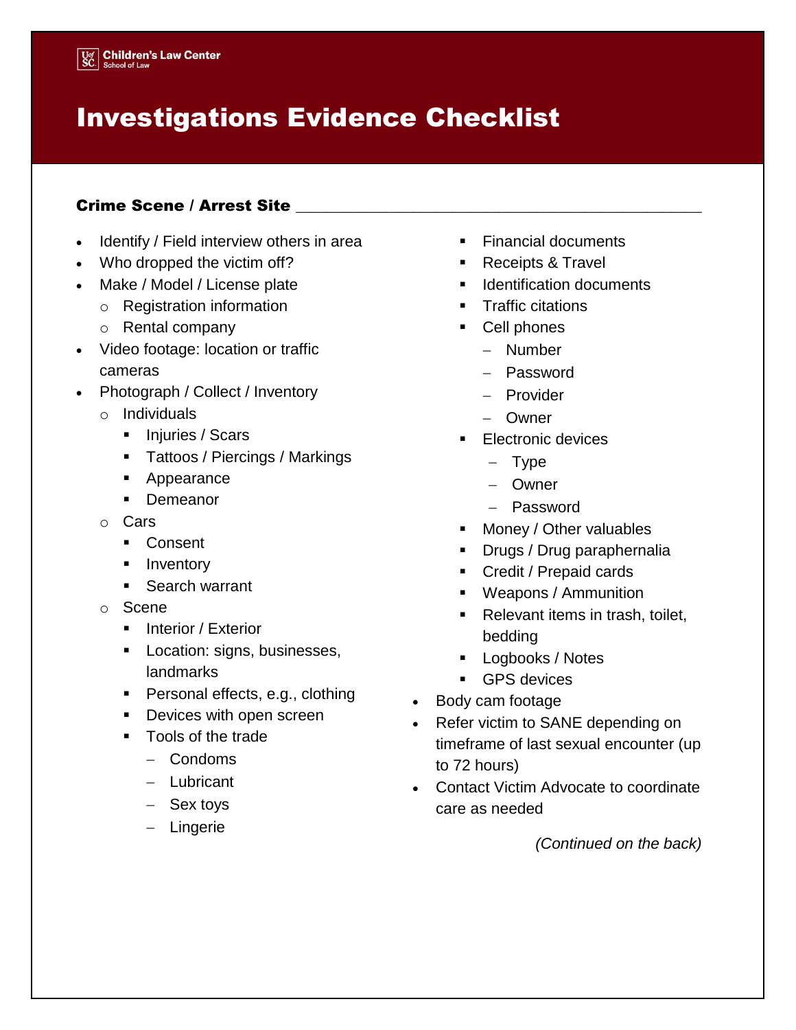Children's Law Center
School of Law

# Investigations Evidence Checklist

## Crime Scene / Arrest Site ___________________________________________

- Identify / Field interview others in area
- Who dropped the victim off?
- Make / Model / License plate
  - Registration information
  - Rental company
- Video footage: location or traffic cameras
- Photograph / Collect / Inventory
  - Individuals
    - Injuries / Scars
    - Tattoos / Piercings / Markings
    - Appearance
    - Demeanor
  - Cars
    - Consent
    - Inventory
    - Search warrant
  - Scene
    - Interior / Exterior
    - Location: signs, businesses, landmarks
    - Personal effects, e.g., clothing
    - Devices with open screen
    - Tools of the trade
      - Condoms
      - Lubricant
      - Sex toys
      - Lingerie
    - Financial documents
    - Receipts & Travel
    - Identification documents
    - Traffic citations
    - Cell phones
      - Number
      - Password
      - Provider
      - Owner
    - Electronic devices
      - Type
      - Owner
      - Password
    - Money / Other valuables
    - Drugs / Drug paraphernalia
    - Credit / Prepaid cards
    - Weapons / Ammunition
    - Relevant items in trash, toilet, bedding
    - Logbooks / Notes
    - GPS devices
- Body cam footage
- Refer victim to SANE depending on timeframe of last sexual encounter (up to 72 hours)
- Contact Victim Advocate to coordinate care as needed

*(Continued on the back)*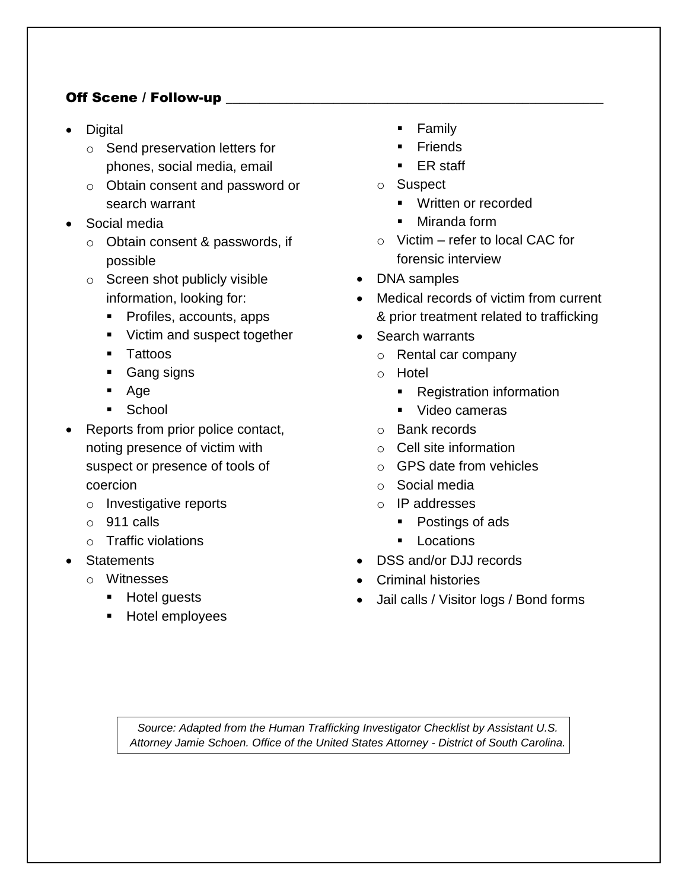## Off Scene / Follow-up

- Digital
  - Send preservation letters for phones, social media, email
  - Obtain consent and password or search warrant
- Social media
  - Obtain consent & passwords, if possible
  - Screen shot publicly visible information, looking for:
    - Profiles, accounts, apps
    - Victim and suspect together
    - Tattoos
    - Gang signs
    - Age
    - School
- Reports from prior police contact, noting presence of victim with suspect or presence of tools of coercion
  - Investigative reports
  - 911 calls
  - Traffic violations
- Statements
  - Witnesses
    - Hotel guests
    - Hotel employees
    - Family
    - Friends
    - ER staff
  - Suspect
    - Written or recorded
    - Miranda form
  - Victim – refer to local CAC for forensic interview
- DNA samples
- Medical records of victim from current & prior treatment related to trafficking
- Search warrants
  - Rental car company
  - Hotel
    - Registration information
    - Video cameras
  - Bank records
  - Cell site information
  - GPS date from vehicles
  - Social media
  - IP addresses
    - Postings of ads
    - Locations
- DSS and/or DJJ records
- Criminal histories
- Jail calls / Visitor logs / Bond forms

*Source: Adapted from the Human Trafficking Investigator Checklist by Assistant U.S. Attorney Jamie Schoen. Office of the United States Attorney - District of South Carolina.*